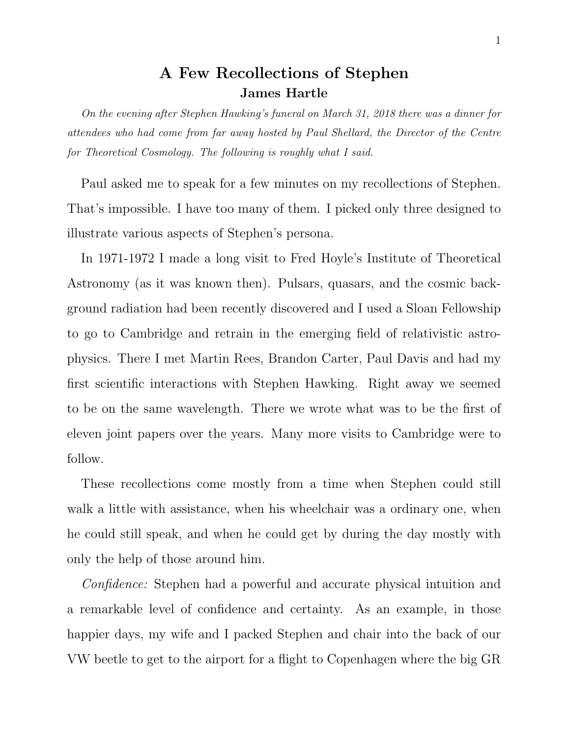# A Few Recollections of Stephen

**James Hartle**

*On the evening after Stephen Hawking's funeral on March 31, 2018 there was a dinner for attendees who had come from far away hosted by Paul Shellard, the Director of the Centre for Theoretical Cosmology. The following is roughly what I said.*

Paul asked me to speak for a few minutes on my recollections of Stephen. That's impossible. I have too many of them. I picked only three designed to illustrate various aspects of Stephen's persona.

In 1971-1972 I made a long visit to Fred Hoyle's Institute of Theoretical Astronomy (as it was known then). Pulsars, quasars, and the cosmic background radiation had been recently discovered and I used a Sloan Fellowship to go to Cambridge and retrain in the emerging field of relativistic astrophysics. There I met Martin Rees, Brandon Carter, Paul Davis and had my first scientific interactions with Stephen Hawking. Right away we seemed to be on the same wavelength. There we wrote what was to be the first of eleven joint papers over the years. Many more visits to Cambridge were to follow.

These recollections come mostly from a time when Stephen could still walk a little with assistance, when his wheelchair was a ordinary one, when he could still speak, and when he could get by during the day mostly with only the help of those around him.

*Confidence:* Stephen had a powerful and accurate physical intuition and a remarkable level of confidence and certainty. As an example, in those happier days, my wife and I packed Stephen and chair into the back of our VW beetle to get to the airport for a flight to Copenhagen where the big GR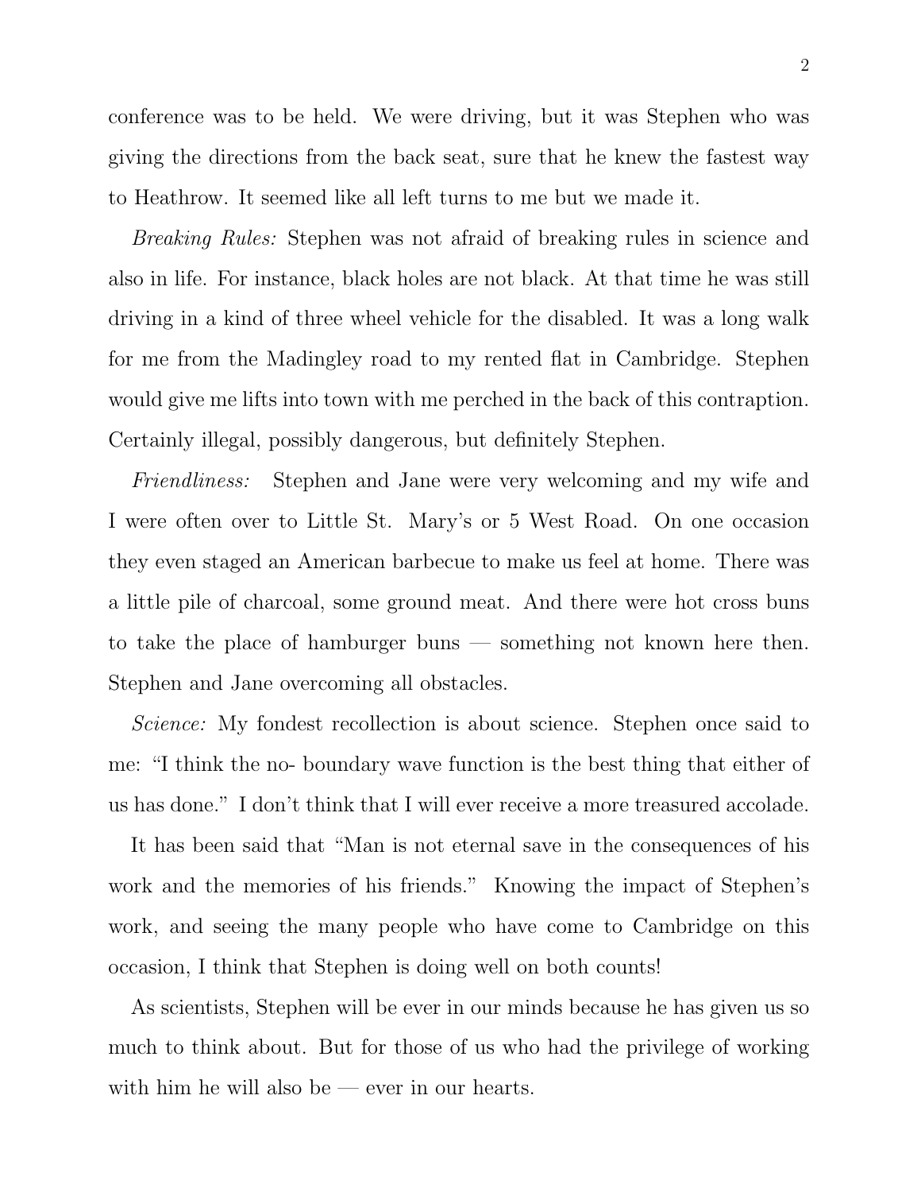conference was to be held. We were driving, but it was Stephen who was giving the directions from the back seat, sure that he knew the fastest way to Heathrow. It seemed like all left turns to me but we made it.

*Breaking Rules:* Stephen was not afraid of breaking rules in science and also in life. For instance, black holes are not black. At that time he was still driving in a kind of three wheel vehicle for the disabled. It was a long walk for me from the Madingley road to my rented flat in Cambridge. Stephen would give me lifts into town with me perched in the back of this contraption. Certainly illegal, possibly dangerous, but definitely Stephen.

*Friendliness:* Stephen and Jane were very welcoming and my wife and I were often over to Little St. Mary's or 5 West Road. On one occasion they even staged an American barbecue to make us feel at home. There was a little pile of charcoal, some ground meat. And there were hot cross buns to take the place of hamburger buns — something not known here then. Stephen and Jane overcoming all obstacles.

*Science:* My fondest recollection is about science. Stephen once said to me: "I think the no- boundary wave function is the best thing that either of us has done." I don't think that I will ever receive a more treasured accolade.

It has been said that "Man is not eternal save in the consequences of his work and the memories of his friends." Knowing the impact of Stephen's work, and seeing the many people who have come to Cambridge on this occasion, I think that Stephen is doing well on both counts!

As scientists, Stephen will be ever in our minds because he has given us so much to think about. But for those of us who had the privilege of working with him he will also be — ever in our hearts.